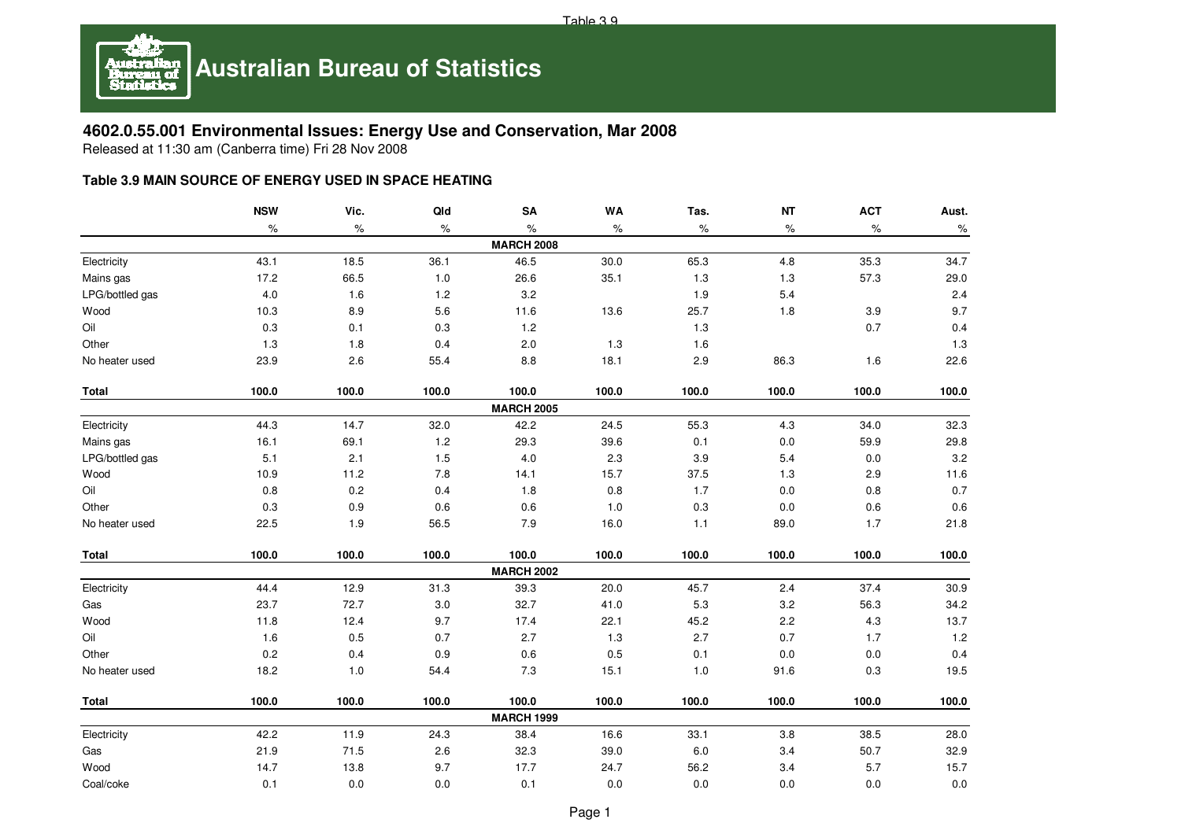# Australian Bureau of Statistics

## 4602.0.55.001 Environmental Issues: Energy Use and Conservation, Mar 2008

Released at 11:30 am (Canberra time) Fri 28 Nov 2008

### Table 3.9 MAIN SOURCE OF ENERGY USED IN SPACE HEATING

| | NSW | Vic. | Qld | SA | WA | Tas. | NT | ACT | Aust. |
|---|---|---|---|---|---|---|---|---|---|
| | % | % | % | % | % | % | % | % | % |
| **MARCH 2008** | | | | | | | | | |
| Electricity | 43.1 | 18.5 | 36.1 | 46.5 | 30.0 | 65.3 | 4.8 | 35.3 | 34.7 |
| Mains gas | 17.2 | 66.5 | 1.0 | 26.6 | 35.1 | 1.3 | 1.3 | 57.3 | 29.0 |
| LPG/bottled gas | 4.0 | 1.6 | 1.2 | 3.2 | | 1.9 | 5.4 | | 2.4 |
| Wood | 10.3 | 8.9 | 5.6 | 11.6 | 13.6 | 25.7 | 1.8 | 3.9 | 9.7 |
| Oil | 0.3 | 0.1 | 0.3 | 1.2 | | 1.3 | | 0.7 | 0.4 |
| Other | 1.3 | 1.8 | 0.4 | 2.0 | 1.3 | 1.6 | | | 1.3 |
| No heater used | 23.9 | 2.6 | 55.4 | 8.8 | 18.1 | 2.9 | 86.3 | 1.6 | 22.6 |
| **Total** | **100.0** | **100.0** | **100.0** | **100.0** | **100.0** | **100.0** | **100.0** | **100.0** | **100.0** |
| **MARCH 2005** | | | | | | | | | |
| Electricity | 44.3 | 14.7 | 32.0 | 42.2 | 24.5 | 55.3 | 4.3 | 34.0 | 32.3 |
| Mains gas | 16.1 | 69.1 | 1.2 | 29.3 | 39.6 | 0.1 | 0.0 | 59.9 | 29.8 |
| LPG/bottled gas | 5.1 | 2.1 | 1.5 | 4.0 | 2.3 | 3.9 | 5.4 | 0.0 | 3.2 |
| Wood | 10.9 | 11.2 | 7.8 | 14.1 | 15.7 | 37.5 | 1.3 | 2.9 | 11.6 |
| Oil | 0.8 | 0.2 | 0.4 | 1.8 | 0.8 | 1.7 | 0.0 | 0.8 | 0.7 |
| Other | 0.3 | 0.9 | 0.6 | 0.6 | 1.0 | 0.3 | 0.0 | 0.6 | 0.6 |
| No heater used | 22.5 | 1.9 | 56.5 | 7.9 | 16.0 | 1.1 | 89.0 | 1.7 | 21.8 |
| **Total** | **100.0** | **100.0** | **100.0** | **100.0** | **100.0** | **100.0** | **100.0** | **100.0** | **100.0** |
| **MARCH 2002** | | | | | | | | | |
| Electricity | 44.4 | 12.9 | 31.3 | 39.3 | 20.0 | 45.7 | 2.4 | 37.4 | 30.9 |
| Gas | 23.7 | 72.7 | 3.0 | 32.7 | 41.0 | 5.3 | 3.2 | 56.3 | 34.2 |
| Wood | 11.8 | 12.4 | 9.7 | 17.4 | 22.1 | 45.2 | 2.2 | 4.3 | 13.7 |
| Oil | 1.6 | 0.5 | 0.7 | 2.7 | 1.3 | 2.7 | 0.7 | 1.7 | 1.2 |
| Other | 0.2 | 0.4 | 0.9 | 0.6 | 0.5 | 0.1 | 0.0 | 0.0 | 0.4 |
| No heater used | 18.2 | 1.0 | 54.4 | 7.3 | 15.1 | 1.0 | 91.6 | 0.3 | 19.5 |
| **Total** | **100.0** | **100.0** | **100.0** | **100.0** | **100.0** | **100.0** | **100.0** | **100.0** | **100.0** |
| **MARCH 1999** | | | | | | | | | |
| Electricity | 42.2 | 11.9 | 24.3 | 38.4 | 16.6 | 33.1 | 3.8 | 38.5 | 28.0 |
| Gas | 21.9 | 71.5 | 2.6 | 32.3 | 39.0 | 6.0 | 3.4 | 50.7 | 32.9 |
| Wood | 14.7 | 13.8 | 9.7 | 17.7 | 24.7 | 56.2 | 3.4 | 5.7 | 15.7 |
| Coal/coke | 0.1 | 0.0 | 0.0 | 0.1 | 0.0 | 0.0 | 0.0 | 0.0 | 0.0 |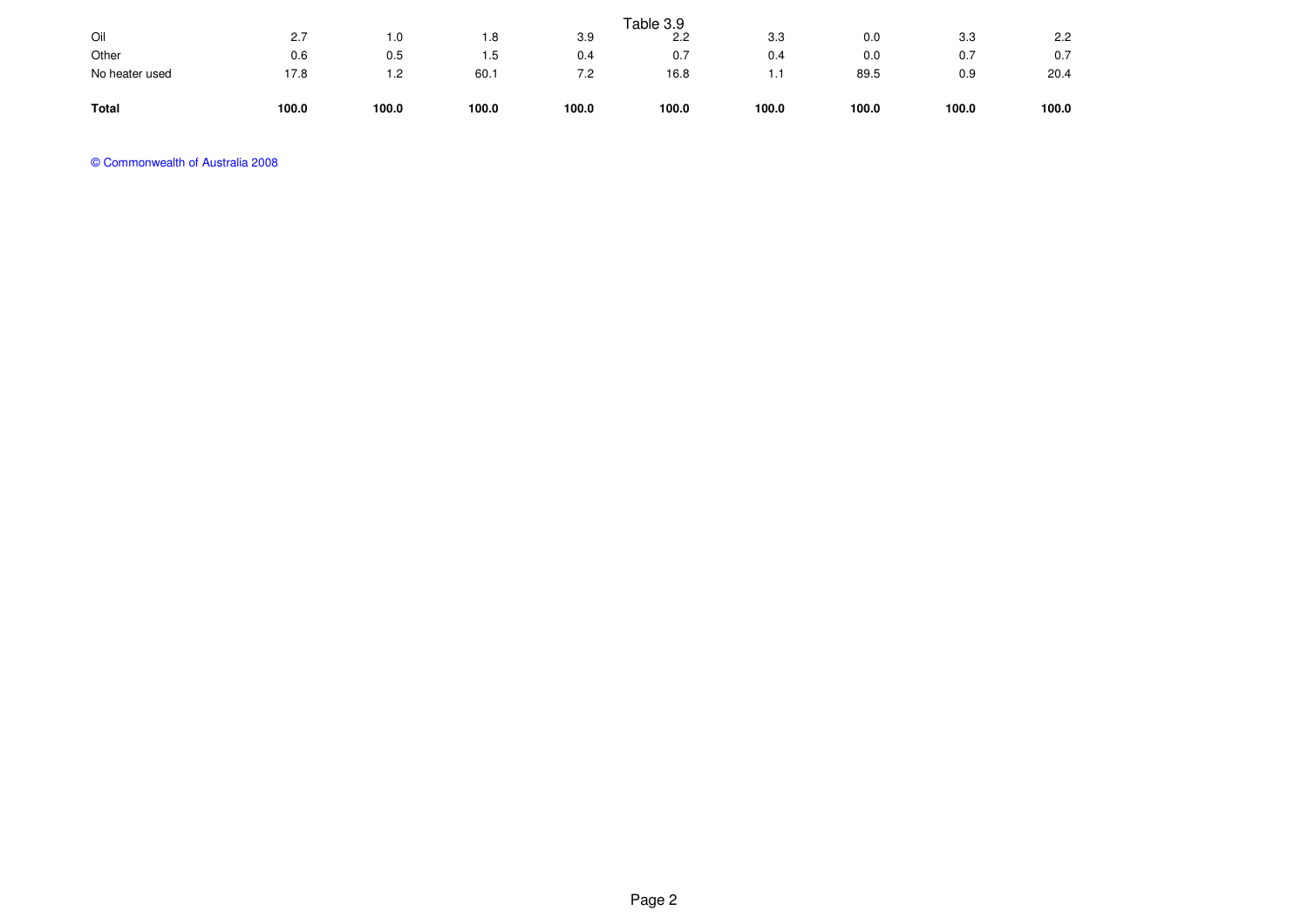| | | | | | | | | | |
|---|---|---|---|---|---|---|---|---|---|
| Oil | 2.7 | 1.0 | 1.8 | 3.9 | 2.2 | 3.3 | 0.0 | 3.3 | 2.2 |
| Other | 0.6 | 0.5 | 1.5 | 0.4 | 0.7 | 0.4 | 0.0 | 0.7 | 0.7 |
| No heater used | 17.8 | 1.2 | 60.1 | 7.2 | 16.8 | 1.1 | 89.5 | 0.9 | 20.4 |
| **Total** | **100.0** | **100.0** | **100.0** | **100.0** | **100.0** | **100.0** | **100.0** | **100.0** | **100.0** |

© Commonwealth of Australia 2008